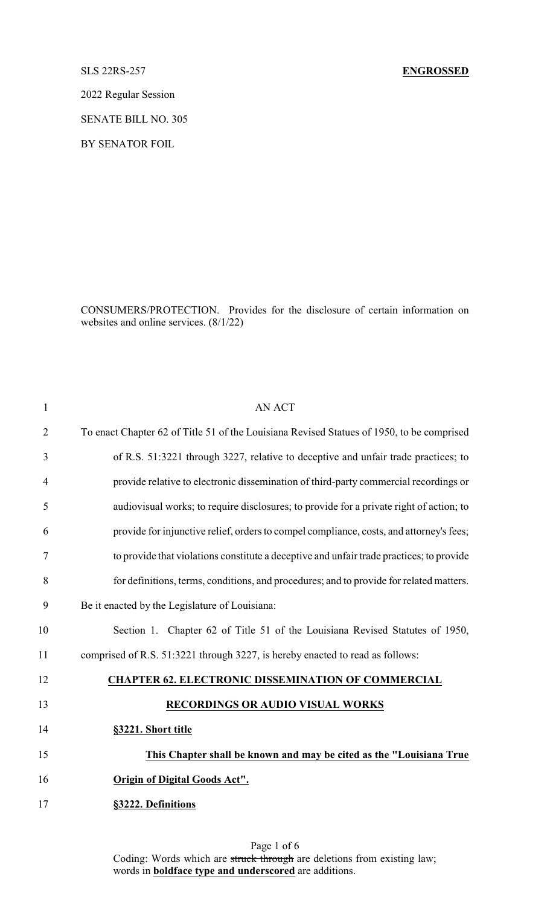SLS 22RS-257 **ENGROSSED**

2022 Regular Session

SENATE BILL NO. 305

BY SENATOR FOIL

CONSUMERS/PROTECTION. Provides for the disclosure of certain information on websites and online services. (8/1/22)

AN ACT

To enact Chapter 62 of Title 51 of the Louisiana Revised Statues of 1950, to be comprised of R.S. 51:3221 through 3227, relative to deceptive and unfair trade practices; to provide relative to electronic dissemination of third-party commercial recordings or audiovisual works; to require disclosures; to provide for a private right of action; to provide for injunctive relief, orders to compel compliance, costs, and attorney's fees; to provide that violations constitute a deceptive and unfair trade practices; to provide for definitions, terms, conditions, and procedures; and to provide for related matters.

Be it enacted by the Legislature of Louisiana:

Section 1. Chapter 62 of Title 51 of the Louisiana Revised Statutes of 1950, comprised of R.S. 51:3221 through 3227, is hereby enacted to read as follows:

**CHAPTER 62. ELECTRONIC DISSEMINATION OF COMMERCIAL RECORDINGS OR AUDIO VISUAL WORKS**

**§3221. Short title**

**This Chapter shall be known and may be cited as the "Louisiana True Origin of Digital Goods Act".**

**§3222. Definitions**

Coding: Words which are ~~struck through~~ are deletions from existing law; words in **boldface type and underscored** are additions.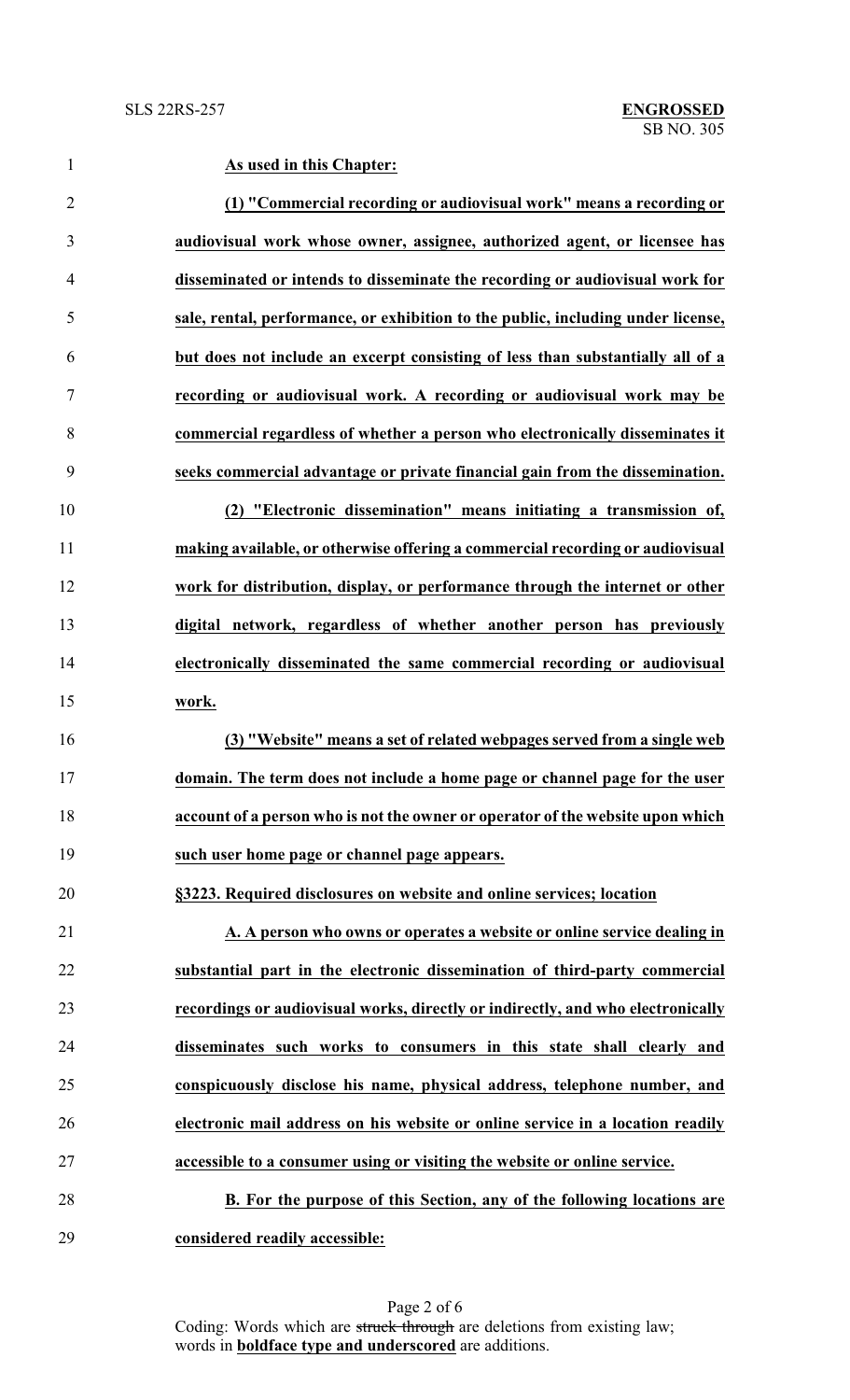**As used in this Chapter:**

**(1) "Commercial recording or audiovisual work" means a recording or audiovisual work whose owner, assignee, authorized agent, or licensee has disseminated or intends to disseminate the recording or audiovisual work for sale, rental, performance, or exhibition to the public, including under license, but does not include an excerpt consisting of less than substantially all of a recording or audiovisual work. A recording or audiovisual work may be commercial regardless of whether a person who electronically disseminates it seeks commercial advantage or private financial gain from the dissemination.**

**(2) "Electronic dissemination" means initiating a transmission of, making available, or otherwise offering a commercial recording or audiovisual work for distribution, display, or performance through the internet or other digital network, regardless of whether another person has previously electronically disseminated the same commercial recording or audiovisual work.**

**(3) "Website" means a set of related webpages served from a single web domain. The term does not include a home page or channel page for the user account of a person who is not the owner or operator of the website upon which such user home page or channel page appears.**

**§3223. Required disclosures on website and online services; location**

**A. A person who owns or operates a website or online service dealing in substantial part in the electronic dissemination of third-party commercial recordings or audiovisual works, directly or indirectly, and who electronically disseminates such works to consumers in this state shall clearly and conspicuously disclose his name, physical address, telephone number, and electronic mail address on his website or online service in a location readily accessible to a consumer using or visiting the website or online service.**

**B. For the purpose of this Section, any of the following locations are considered readily accessible:**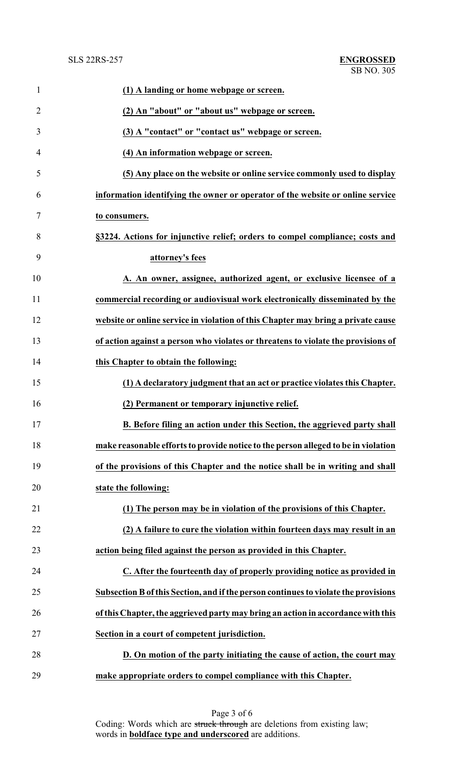**(1) A landing or home webpage or screen.**

**(2) An "about" or "about us" webpage or screen.**

**(3) A "contact" or "contact us" webpage or screen.**

**(4) An information webpage or screen.**

**(5) Any place on the website or online service commonly used to display information identifying the owner or operator of the website or online service to consumers.**

**§3224. Actions for injunctive relief; orders to compel compliance; costs and attorney's fees**

**A. An owner, assignee, authorized agent, or exclusive licensee of a commercial recording or audiovisual work electronically disseminated by the website or online service in violation of this Chapter may bring a private cause of action against a person who violates or threatens to violate the provisions of this Chapter to obtain the following:**

**(1) A declaratory judgment that an act or practice violates this Chapter.**

**(2) Permanent or temporary injunctive relief.**

**B. Before filing an action under this Section, the aggrieved party shall make reasonable efforts to provide notice to the person alleged to be in violation of the provisions of this Chapter and the notice shall be in writing and shall state the following:**

**(1) The person may be in violation of the provisions of this Chapter.**

**(2) A failure to cure the violation within fourteen days may result in an action being filed against the person as provided in this Chapter.**

**C. After the fourteenth day of properly providing notice as provided in Subsection B of this Section, and if the person continues to violate the provisions of this Chapter, the aggrieved party may bring an action in accordance with this Section in a court of competent jurisdiction.**

**D. On motion of the party initiating the cause of action, the court may make appropriate orders to compel compliance with this Chapter.**

Coding: Words which are ~~struck through~~ are deletions from existing law; words in **boldface type and underscored** are additions.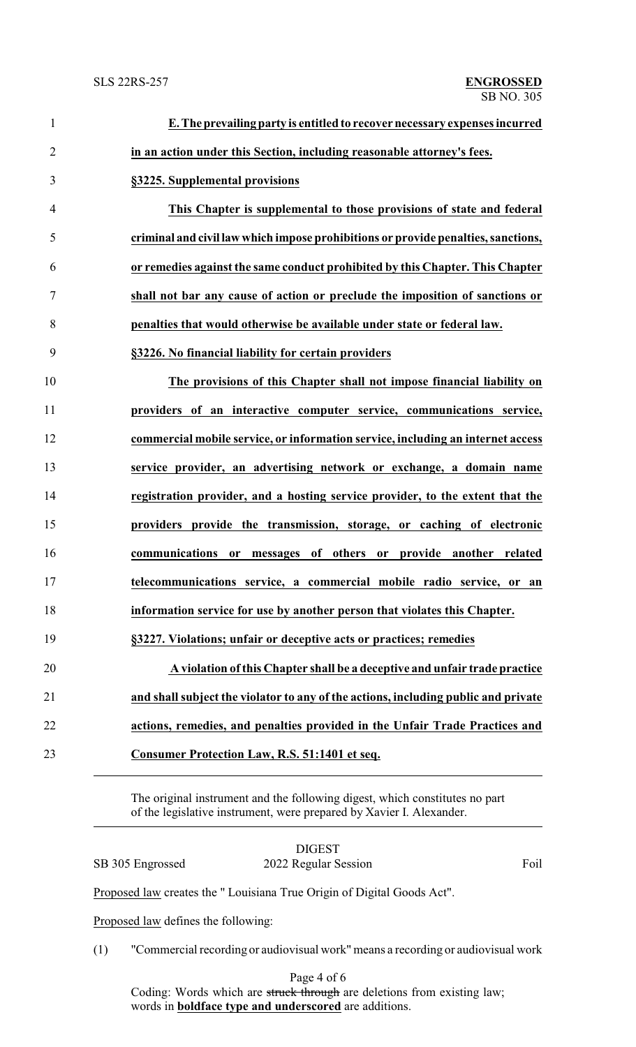**E. The prevailing party is entitled to recover necessary expenses incurred in an action under this Section, including reasonable attorney's fees.**

**§3225. Supplemental provisions**

**This Chapter is supplemental to those provisions of state and federal criminal and civil law which impose prohibitions or provide penalties, sanctions, or remedies against the same conduct prohibited by this Chapter. This Chapter shall not bar any cause of action or preclude the imposition of sanctions or penalties that would otherwise be available under state or federal law.**

**§3226. No financial liability for certain providers**

**The provisions of this Chapter shall not impose financial liability on providers of an interactive computer service, communications service, commercial mobile service, or information service, including an internet access service provider, an advertising network or exchange, a domain name registration provider, and a hosting service provider, to the extent that the providers provide the transmission, storage, or caching of electronic communications or messages of others or provide another related telecommunications service, a commercial mobile radio service, or an information service for use by another person that violates this Chapter.**

**§3227. Violations; unfair or deceptive acts or practices; remedies**

**A violation of this Chapter shall be a deceptive and unfair trade practice and shall subject the violator to any of the actions, including public and private actions, remedies, and penalties provided in the Unfair Trade Practices and Consumer Protection Law, R.S. 51:1401 et seq.**

---

The original instrument and the following digest, which constitutes no part of the legislative instrument, were prepared by Xavier I. Alexander.

---

DIGEST

SB 305 Engrossed — 2022 Regular Session — Foil

Proposed law creates the " Louisiana True Origin of Digital Goods Act".

Proposed law defines the following:

(1) "Commercial recording or audiovisual work" means a recording or audiovisual work

Coding: Words which are ~~struck through~~ are deletions from existing law; words in **boldface type and underscored** are additions.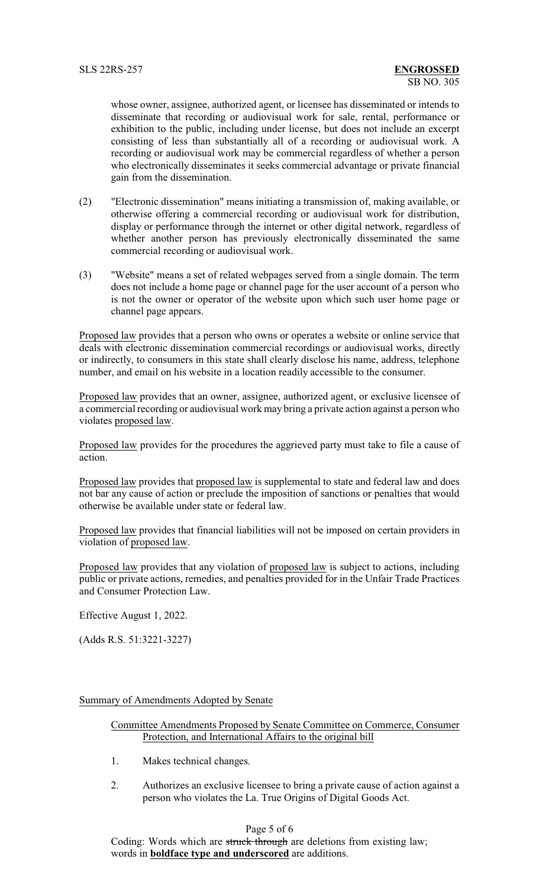whose owner, assignee, authorized agent, or licensee has disseminated or intends to disseminate that recording or audiovisual work for sale, rental, performance or exhibition to the public, including under license, but does not include an excerpt consisting of less than substantially all of a recording or audiovisual work. A recording or audiovisual work may be commercial regardless of whether a person who electronically disseminates it seeks commercial advantage or private financial gain from the dissemination.

(2) "Electronic dissemination" means initiating a transmission of, making available, or otherwise offering a commercial recording or audiovisual work for distribution, display or performance through the internet or other digital network, regardless of whether another person has previously electronically disseminated the same commercial recording or audiovisual work.

(3) "Website" means a set of related webpages served from a single domain. The term does not include a home page or channel page for the user account of a person who is not the owner or operator of the website upon which such user home page or channel page appears.

Proposed law provides that a person who owns or operates a website or online service that deals with electronic dissemination commercial recordings or audiovisual works, directly or indirectly, to consumers in this state shall clearly disclose his name, address, telephone number, and email on his website in a location readily accessible to the consumer.

Proposed law provides that an owner, assignee, authorized agent, or exclusive licensee of a commercial recording or audiovisual work may bring a private action against a person who violates proposed law.

Proposed law provides for the procedures the aggrieved party must take to file a cause of action.

Proposed law provides that proposed law is supplemental to state and federal law and does not bar any cause of action or preclude the imposition of sanctions or penalties that would otherwise be available under state or federal law.

Proposed law provides that financial liabilities will not be imposed on certain providers in violation of proposed law.

Proposed law provides that any violation of proposed law is subject to actions, including public or private actions, remedies, and penalties provided for in the Unfair Trade Practices and Consumer Protection Law.

Effective August 1, 2022.

(Adds R.S. 51:3221-3227)

Summary of Amendments Adopted by Senate

Committee Amendments Proposed by Senate Committee on Commerce, Consumer Protection, and International Affairs to the original bill

1. Makes technical changes.

2. Authorizes an exclusive licensee to bring a private cause of action against a person who violates the La. True Origins of Digital Goods Act.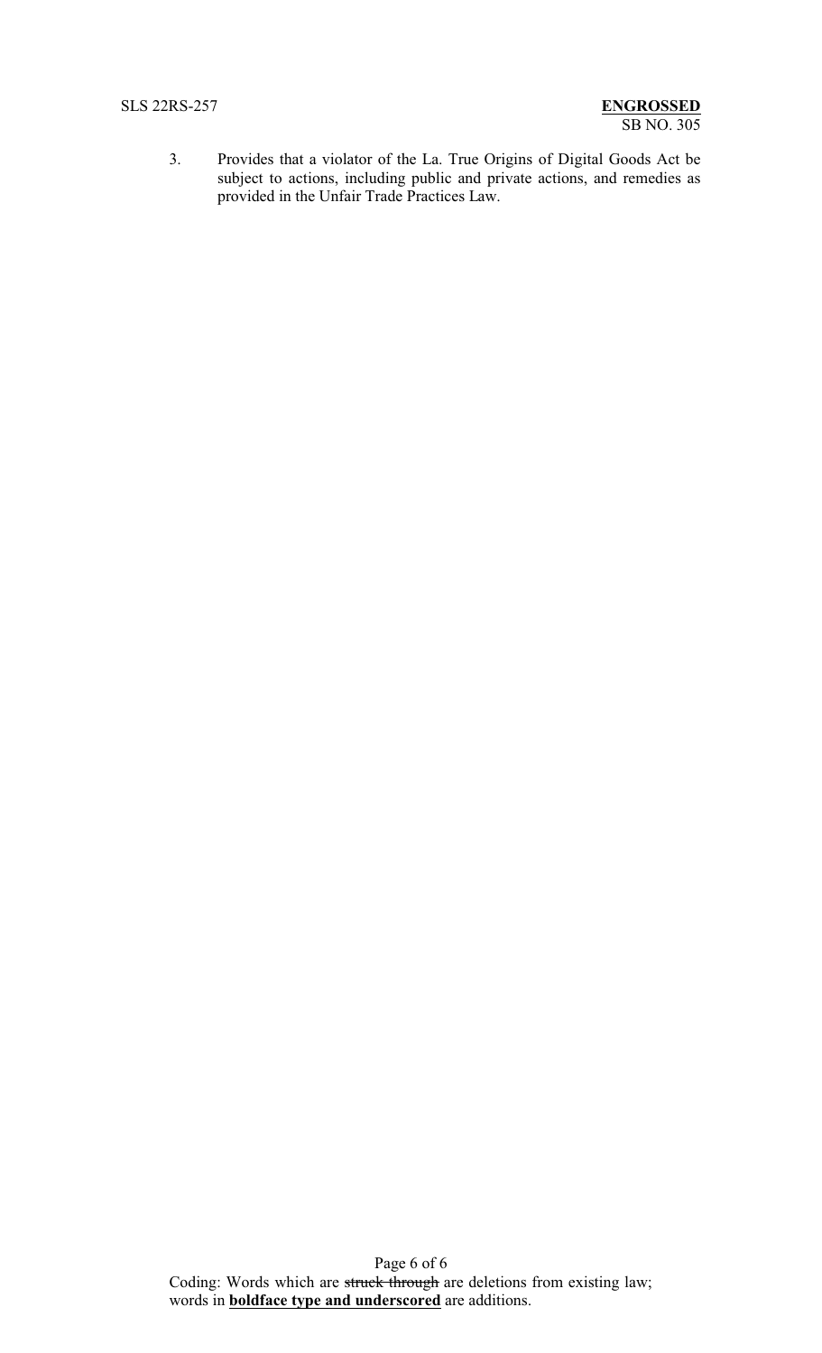3. Provides that a violator of the La. True Origins of Digital Goods Act be subject to actions, including public and private actions, and remedies as provided in the Unfair Trade Practices Law.